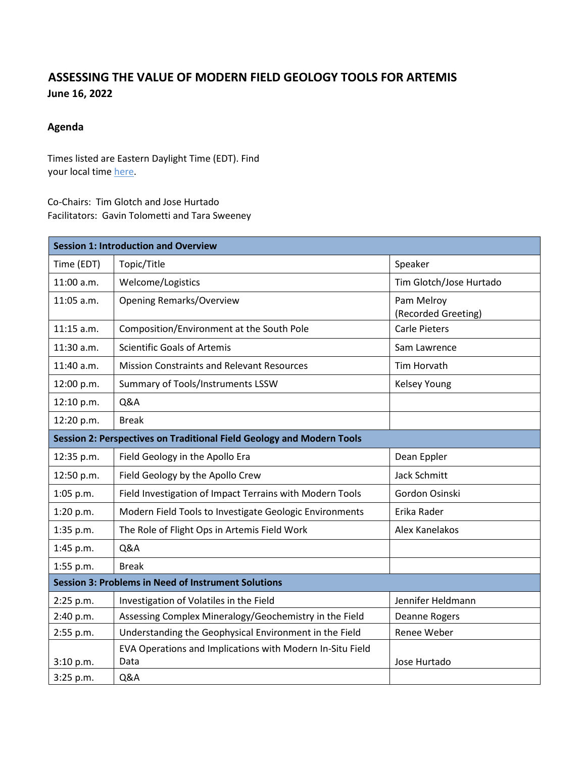# ASSESSING THE VALUE OF MODERN FIELD GEOLOGY TOOLS FOR ARTEMIS

**June 16, 2022**

## Agenda

Times listed are Eastern Daylight Time (EDT). Find your local time here.

Co-Chairs: Tim Glotch and Jose Hurtado
Facilitators: Gavin Tolometti and Tara Sweeney

| **Session 1: Introduction and Overview** | | |
|---|---|---|
| Time (EDT) | Topic/Title | Speaker |
| 11:00 a.m. | Welcome/Logistics | Tim Glotch/Jose Hurtado |
| 11:05 a.m. | Opening Remarks/Overview | Pam Melroy (Recorded Greeting) |
| 11:15 a.m. | Composition/Environment at the South Pole | Carle Pieters |
| 11:30 a.m. | Scientific Goals of Artemis | Sam Lawrence |
| 11:40 a.m. | Mission Constraints and Relevant Resources | Tim Horvath |
| 12:00 p.m. | Summary of Tools/Instruments LSSW | Kelsey Young |
| 12:10 p.m. | Q&A | |
| 12:20 p.m. | Break | |
| **Session 2: Perspectives on Traditional Field Geology and Modern Tools** | | |
| 12:35 p.m. | Field Geology in the Apollo Era | Dean Eppler |
| 12:50 p.m. | Field Geology by the Apollo Crew | Jack Schmitt |
| 1:05 p.m. | Field Investigation of Impact Terrains with Modern Tools | Gordon Osinski |
| 1:20 p.m. | Modern Field Tools to Investigate Geologic Environments | Erika Rader |
| 1:35 p.m. | The Role of Flight Ops in Artemis Field Work | Alex Kanelakos |
| 1:45 p.m. | Q&A | |
| 1:55 p.m. | Break | |
| **Session 3: Problems in Need of Instrument Solutions** | | |
| 2:25 p.m. | Investigation of Volatiles in the Field | Jennifer Heldmann |
| 2:40 p.m. | Assessing Complex Mineralogy/Geochemistry in the Field | Deanne Rogers |
| 2:55 p.m. | Understanding the Geophysical Environment in the Field | Renee Weber |
| 3:10 p.m. | EVA Operations and Implications with Modern In-Situ Field Data | Jose Hurtado |
| 3:25 p.m. | Q&A | |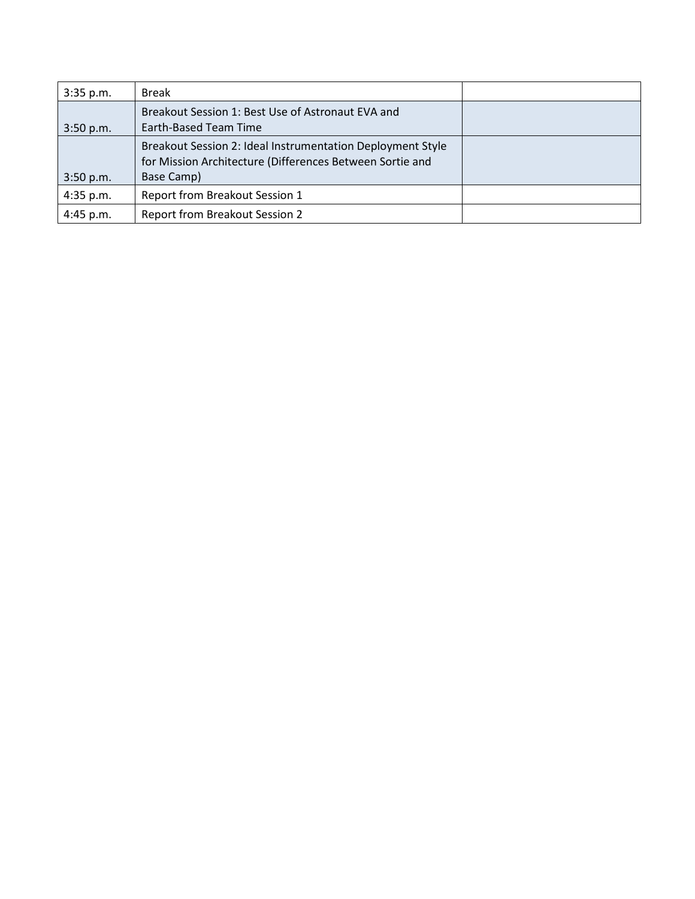| | | |
|---|---|---|
| 3:35 p.m. | Break | |
| 3:50 p.m. | Breakout Session 1: Best Use of Astronaut EVA and Earth-Based Team Time | |
| 3:50 p.m. | Breakout Session 2: Ideal Instrumentation Deployment Style for Mission Architecture (Differences Between Sortie and Base Camp) | |
| 4:35 p.m. | Report from Breakout Session 1 | |
| 4:45 p.m. | Report from Breakout Session 2 | |